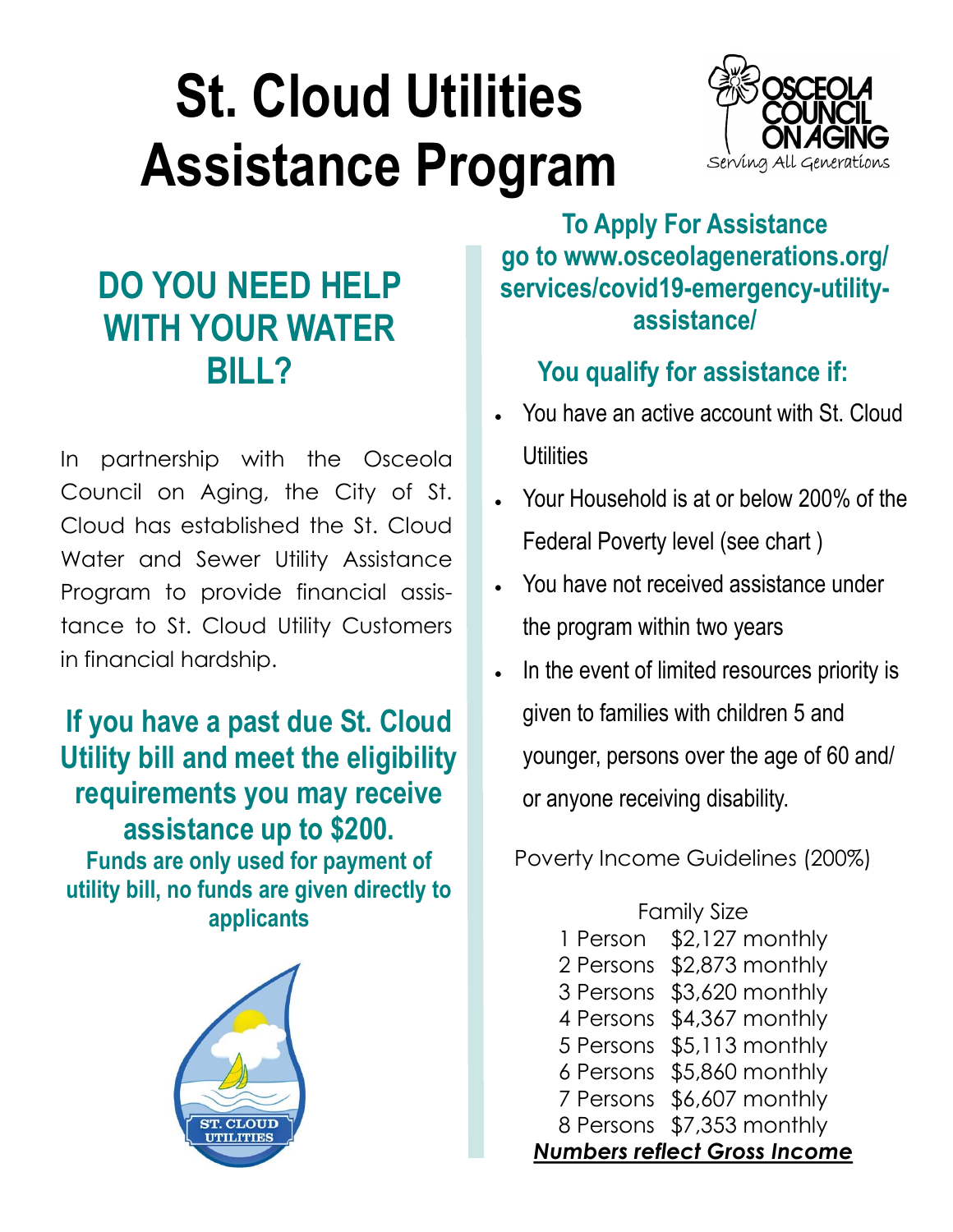# St. Cloud Utilities Assistance Program

Osceola Council on Aging — Serving All Generations

## DO YOU NEED HELP WITH YOUR WATER BILL?

In partnership with the Osceola Council on Aging, the City of St. Cloud has established the St. Cloud Water and Sewer Utility Assistance Program to provide financial assistance to St. Cloud Utility Customers in financial hardship.

### If you have a past due St. Cloud Utility bill and meet the eligibility requirements you may receive assistance up to $200.

**Funds are only used for payment of utility bill, no funds are given directly to applicants**

ST. CLOUD UTILITIES

### To Apply For Assistance go to www.osceolagenerations.org/services/covid19-emergency-utility-assistance/

### You qualify for assistance if:

- You have an active account with St. Cloud Utilities
- Your Household is at or below 200% of the Federal Poverty level (see chart )
- You have not received assistance under the program within two years
- In the event of limited resources priority is given to families with children 5 and younger, persons over the age of 60 and/or anyone receiving disability.

Poverty Income Guidelines (200%)

| Family Size | |
|---|---|
| 1 Person | $2,127 monthly |
| 2 Persons | $2,873 monthly |
| 3 Persons | $3,620 monthly |
| 4 Persons | $4,367 monthly |
| 5 Persons | $5,113 monthly |
| 6 Persons | $5,860 monthly |
| 7 Persons | $6,607 monthly |
| 8 Persons | $7,353 monthly |

***Numbers reflect Gross Income***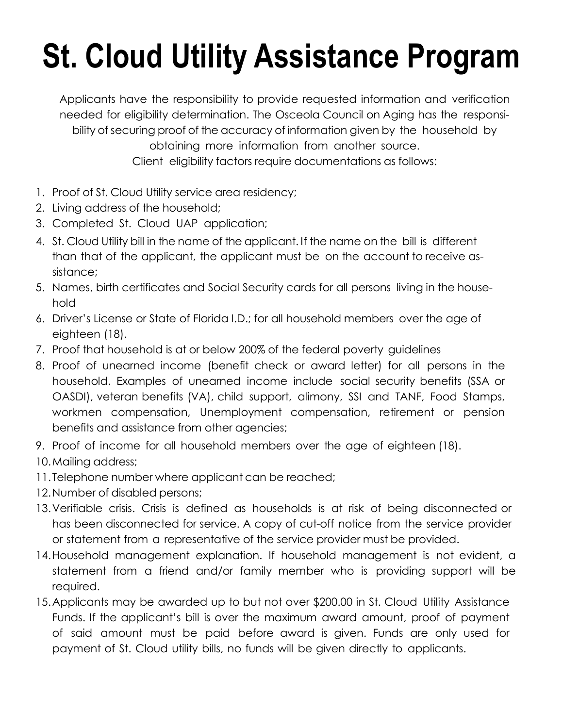# St. Cloud Utility Assistance Program

Applicants have the responsibility to provide requested information and verification needed for eligibility determination. The Osceola Council on Aging has the responsibility of securing proof of the accuracy of information given by the household by obtaining more information from another source.
Client eligibility factors require documentations as follows:

1. Proof of St. Cloud Utility service area residency;
2. Living address of the household;
3. Completed St. Cloud UAP application;
4. St. Cloud Utility bill in the name of the applicant. If the name on the bill is different than that of the applicant, the applicant must be on the account to receive assistance;
5. Names, birth certificates and Social Security cards for all persons living in the household
6. Driver's License or State of Florida I.D.; for all household members over the age of eighteen (18).
7. Proof that household is at or below 200% of the federal poverty guidelines
8. Proof of unearned income (benefit check or award letter) for all persons in the household. Examples of unearned income include social security benefits (SSA or OASDI), veteran benefits (VA), child support, alimony, SSI and TANF, Food Stamps, workmen compensation, Unemployment compensation, retirement or pension benefits and assistance from other agencies;
9. Proof of income for all household members over the age of eighteen (18).
10. Mailing address;
11. Telephone number where applicant can be reached;
12. Number of disabled persons;
13. Verifiable crisis. Crisis is defined as households is at risk of being disconnected or has been disconnected for service. A copy of cut-off notice from the service provider or statement from a representative of the service provider must be provided.
14. Household management explanation. If household management is not evident, a statement from a friend and/or family member who is providing support will be required.
15. Applicants may be awarded up to but not over $200.00 in St. Cloud Utility Assistance Funds. If the applicant's bill is over the maximum award amount, proof of payment of said amount must be paid before award is given. Funds are only used for payment of St. Cloud utility bills, no funds will be given directly to applicants.